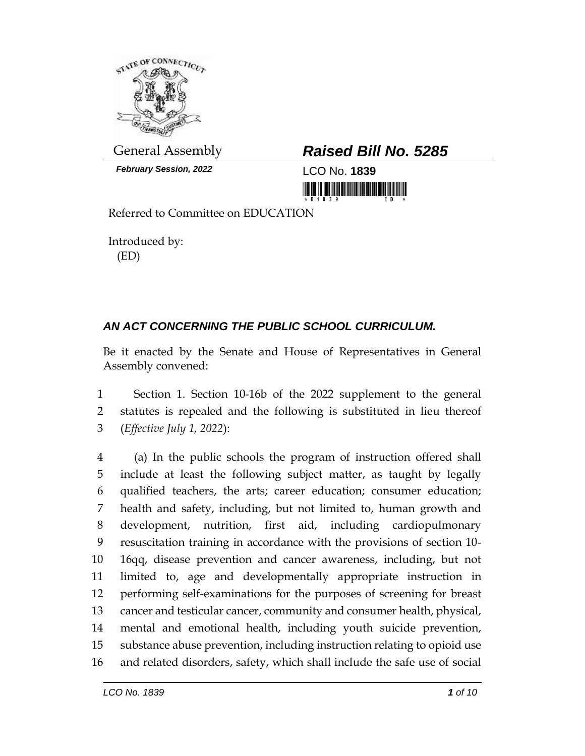General Assembly

***February Session, 2022***

# ***Raised Bill No. 5285***

LCO No. **1839**

Referred to Committee on EDUCATION

Introduced by:
(ED)

## ***AN ACT CONCERNING THE PUBLIC SCHOOL CURRICULUM.***

Be it enacted by the Senate and House of Representatives in General Assembly convened:

1 Section 1. Section 10-16b of the 2022 supplement to the general
2 statutes is repealed and the following is substituted in lieu thereof
3 (*Effective July 1, 2022*):

4 (a) In the public schools the program of instruction offered shall
5 include at least the following subject matter, as taught by legally
6 qualified teachers, the arts; career education; consumer education;
7 health and safety, including, but not limited to, human growth and
8 development, nutrition, first aid, including cardiopulmonary
9 resuscitation training in accordance with the provisions of section 10-
10 16qq, disease prevention and cancer awareness, including, but not
11 limited to, age and developmentally appropriate instruction in
12 performing self-examinations for the purposes of screening for breast
13 cancer and testicular cancer, community and consumer health, physical,
14 mental and emotional health, including youth suicide prevention,
15 substance abuse prevention, including instruction relating to opioid use
16 and related disorders, safety, which shall include the safe use of social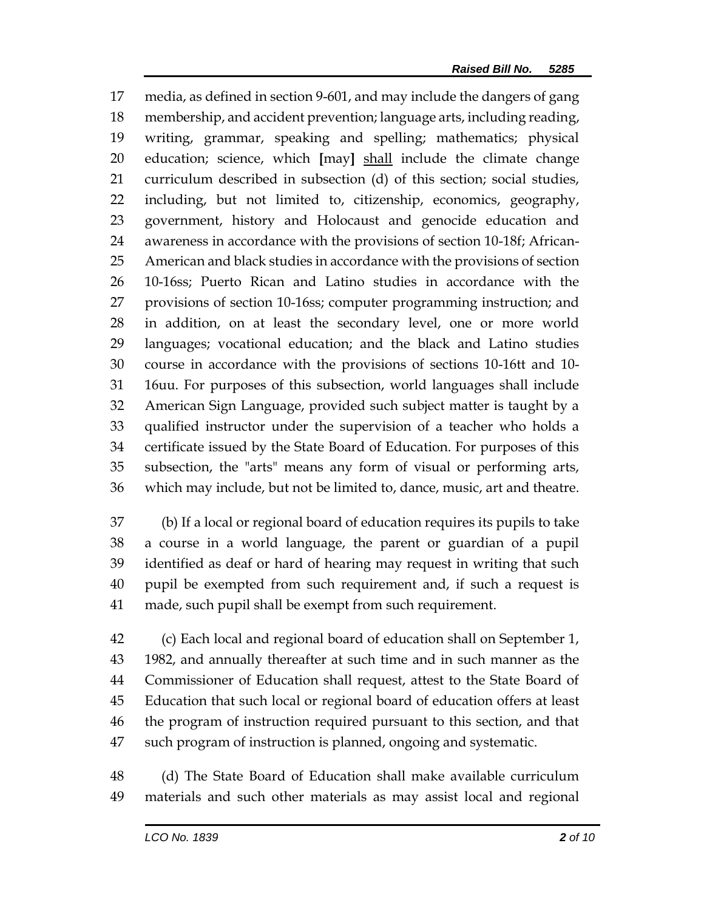17 media, as defined in section 9-601, and may include the dangers of gang
18 membership, and accident prevention; language arts, including reading,
19 writing, grammar, speaking and spelling; mathematics; physical
20 education; science, which **[**may**]** <u>shall</u> include the climate change
21 curriculum described in subsection (d) of this section; social studies,
22 including, but not limited to, citizenship, economics, geography,
23 government, history and Holocaust and genocide education and
24 awareness in accordance with the provisions of section 10-18f; African-
25 American and black studies in accordance with the provisions of section
26 10-16ss; Puerto Rican and Latino studies in accordance with the
27 provisions of section 10-16ss; computer programming instruction; and
28 in addition, on at least the secondary level, one or more world
29 languages; vocational education; and the black and Latino studies
30 course in accordance with the provisions of sections 10-16tt and 10-
31 16uu. For purposes of this subsection, world languages shall include
32 American Sign Language, provided such subject matter is taught by a
33 qualified instructor under the supervision of a teacher who holds a
34 certificate issued by the State Board of Education. For purposes of this
35 subsection, the "arts" means any form of visual or performing arts,
36 which may include, but not be limited to, dance, music, art and theatre.

37 (b) If a local or regional board of education requires its pupils to take
38 a course in a world language, the parent or guardian of a pupil
39 identified as deaf or hard of hearing may request in writing that such
40 pupil be exempted from such requirement and, if such a request is
41 made, such pupil shall be exempt from such requirement.

42 (c) Each local and regional board of education shall on September 1,
43 1982, and annually thereafter at such time and in such manner as the
44 Commissioner of Education shall request, attest to the State Board of
45 Education that such local or regional board of education offers at least
46 the program of instruction required pursuant to this section, and that
47 such program of instruction is planned, ongoing and systematic.

48 (d) The State Board of Education shall make available curriculum
49 materials and such other materials as may assist local and regional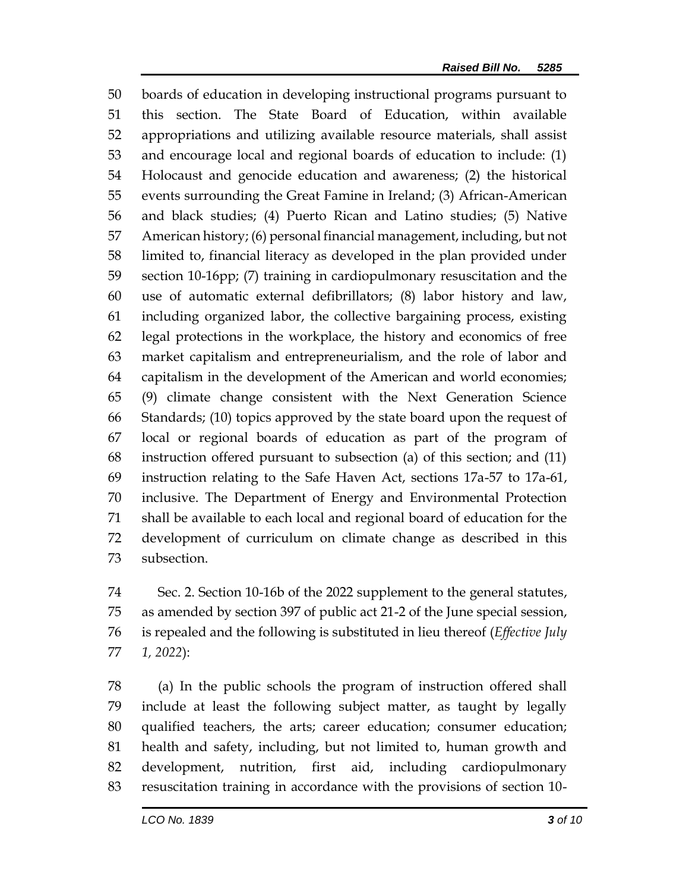boards of education in developing instructional programs pursuant to this section. The State Board of Education, within available appropriations and utilizing available resource materials, shall assist and encourage local and regional boards of education to include: (1) Holocaust and genocide education and awareness; (2) the historical events surrounding the Great Famine in Ireland; (3) African-American and black studies; (4) Puerto Rican and Latino studies; (5) Native American history; (6) personal financial management, including, but not limited to, financial literacy as developed in the plan provided under section 10-16pp; (7) training in cardiopulmonary resuscitation and the use of automatic external defibrillators; (8) labor history and law, including organized labor, the collective bargaining process, existing legal protections in the workplace, the history and economics of free market capitalism and entrepreneurialism, and the role of labor and capitalism in the development of the American and world economies; (9) climate change consistent with the Next Generation Science Standards; (10) topics approved by the state board upon the request of local or regional boards of education as part of the program of instruction offered pursuant to subsection (a) of this section; and (11) instruction relating to the Safe Haven Act, sections 17a-57 to 17a-61, inclusive. The Department of Energy and Environmental Protection shall be available to each local and regional board of education for the development of curriculum on climate change as described in this subsection.

Sec. 2. Section 10-16b of the 2022 supplement to the general statutes, as amended by section 397 of public act 21-2 of the June special session, is repealed and the following is substituted in lieu thereof (*Effective July 1, 2022*):

(a) In the public schools the program of instruction offered shall include at least the following subject matter, as taught by legally qualified teachers, the arts; career education; consumer education; health and safety, including, but not limited to, human growth and development, nutrition, first aid, including cardiopulmonary resuscitation training in accordance with the provisions of section 10-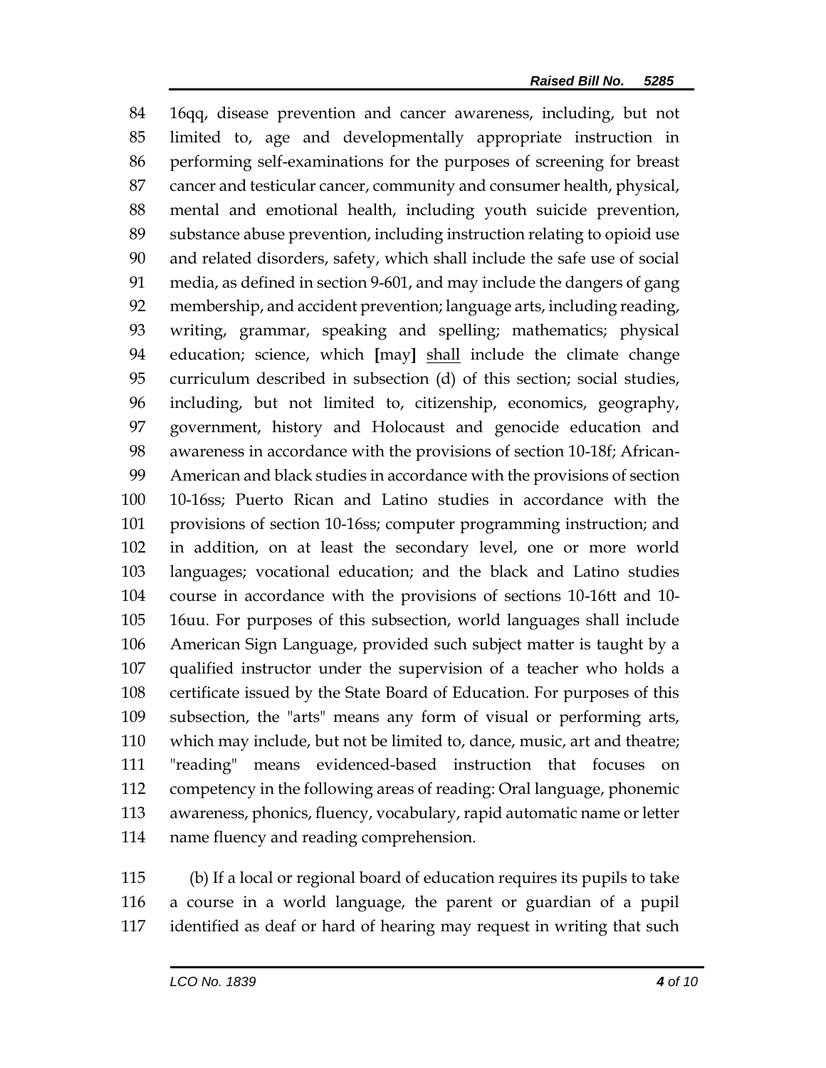16qq, disease prevention and cancer awareness, including, but not limited to, age and developmentally appropriate instruction in performing self-examinations for the purposes of screening for breast cancer and testicular cancer, community and consumer health, physical, mental and emotional health, including youth suicide prevention, substance abuse prevention, including instruction relating to opioid use and related disorders, safety, which shall include the safe use of social media, as defined in section 9-601, and may include the dangers of gang membership, and accident prevention; language arts, including reading, writing, grammar, speaking and spelling; mathematics; physical education; science, which **[**may**]** <u>shall</u> include the climate change curriculum described in subsection (d) of this section; social studies, including, but not limited to, citizenship, economics, geography, government, history and Holocaust and genocide education and awareness in accordance with the provisions of section 10-18f; African-American and black studies in accordance with the provisions of section 10-16ss; Puerto Rican and Latino studies in accordance with the provisions of section 10-16ss; computer programming instruction; and in addition, on at least the secondary level, one or more world languages; vocational education; and the black and Latino studies course in accordance with the provisions of sections 10-16tt and 10-16uu. For purposes of this subsection, world languages shall include American Sign Language, provided such subject matter is taught by a qualified instructor under the supervision of a teacher who holds a certificate issued by the State Board of Education. For purposes of this subsection, the "arts" means any form of visual or performing arts, which may include, but not be limited to, dance, music, art and theatre; "reading" means evidenced-based instruction that focuses on competency in the following areas of reading: Oral language, phonemic awareness, phonics, fluency, vocabulary, rapid automatic name or letter name fluency and reading comprehension.

(b) If a local or regional board of education requires its pupils to take a course in a world language, the parent or guardian of a pupil identified as deaf or hard of hearing may request in writing that such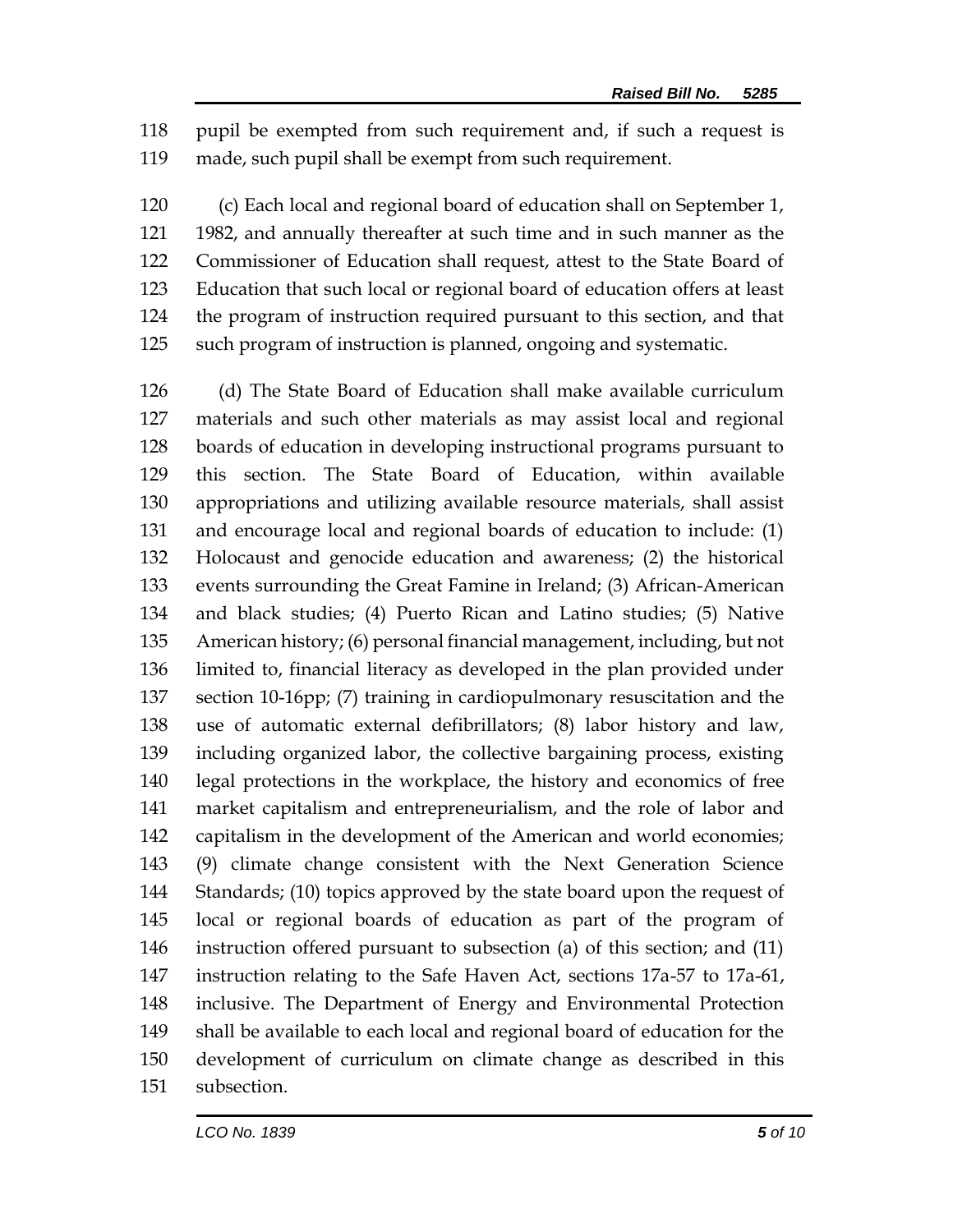pupil be exempted from such requirement and, if such a request is made, such pupil shall be exempt from such requirement.

(c) Each local and regional board of education shall on September 1, 1982, and annually thereafter at such time and in such manner as the Commissioner of Education shall request, attest to the State Board of Education that such local or regional board of education offers at least the program of instruction required pursuant to this section, and that such program of instruction is planned, ongoing and systematic.

(d) The State Board of Education shall make available curriculum materials and such other materials as may assist local and regional boards of education in developing instructional programs pursuant to this section. The State Board of Education, within available appropriations and utilizing available resource materials, shall assist and encourage local and regional boards of education to include: (1) Holocaust and genocide education and awareness; (2) the historical events surrounding the Great Famine in Ireland; (3) African-American and black studies; (4) Puerto Rican and Latino studies; (5) Native American history; (6) personal financial management, including, but not limited to, financial literacy as developed in the plan provided under section 10-16pp; (7) training in cardiopulmonary resuscitation and the use of automatic external defibrillators; (8) labor history and law, including organized labor, the collective bargaining process, existing legal protections in the workplace, the history and economics of free market capitalism and entrepreneurialism, and the role of labor and capitalism in the development of the American and world economies; (9) climate change consistent with the Next Generation Science Standards; (10) topics approved by the state board upon the request of local or regional boards of education as part of the program of instruction offered pursuant to subsection (a) of this section; and (11) instruction relating to the Safe Haven Act, sections 17a-57 to 17a-61, inclusive. The Department of Energy and Environmental Protection shall be available to each local and regional board of education for the development of curriculum on climate change as described in this subsection.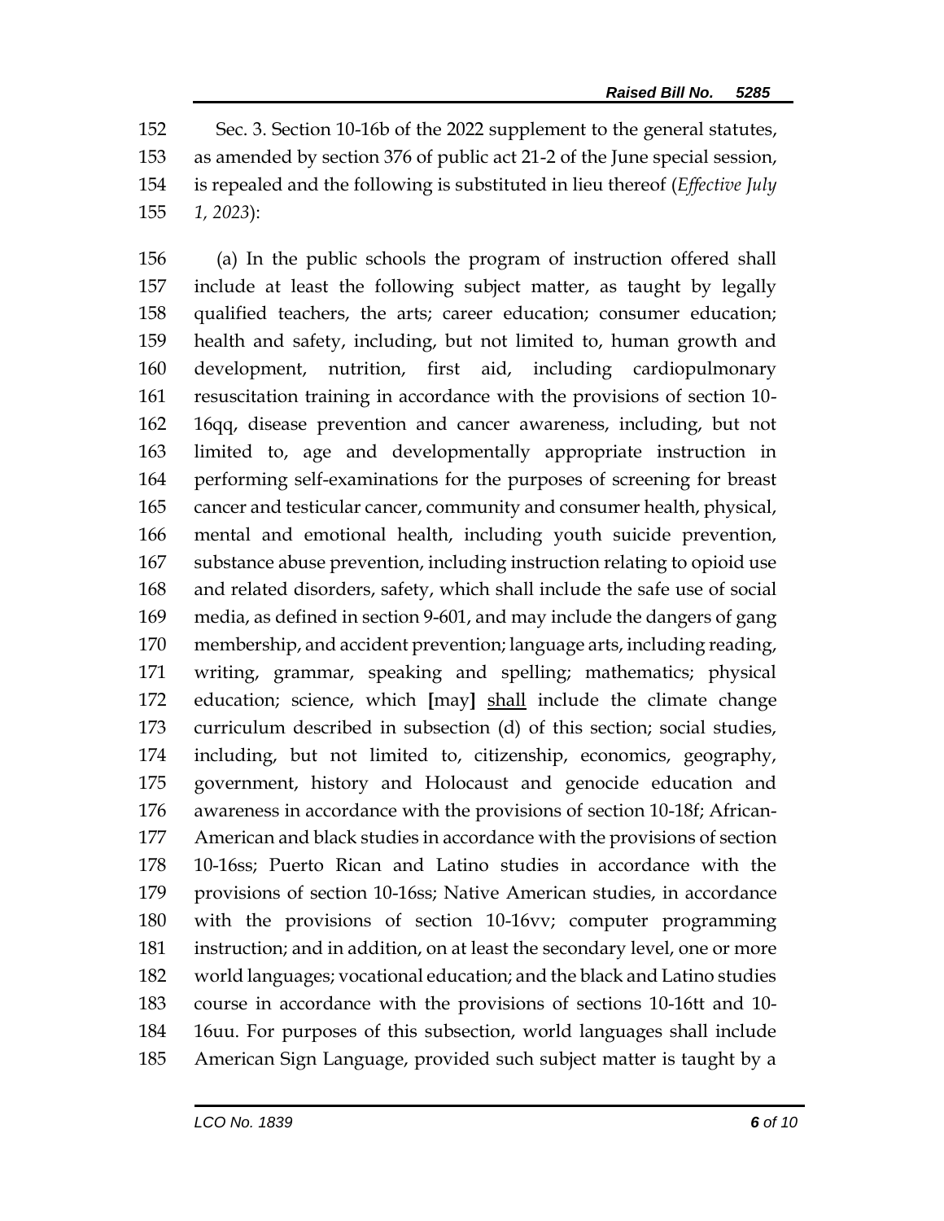Sec. 3. Section 10-16b of the 2022 supplement to the general statutes, as amended by section 376 of public act 21-2 of the June special session, is repealed and the following is substituted in lieu thereof (*Effective July 1, 2023*):

(a) In the public schools the program of instruction offered shall include at least the following subject matter, as taught by legally qualified teachers, the arts; career education; consumer education; health and safety, including, but not limited to, human growth and development, nutrition, first aid, including cardiopulmonary resuscitation training in accordance with the provisions of section 10-16qq, disease prevention and cancer awareness, including, but not limited to, age and developmentally appropriate instruction in performing self-examinations for the purposes of screening for breast cancer and testicular cancer, community and consumer health, physical, mental and emotional health, including youth suicide prevention, substance abuse prevention, including instruction relating to opioid use and related disorders, safety, which shall include the safe use of social media, as defined in section 9-601, and may include the dangers of gang membership, and accident prevention; language arts, including reading, writing, grammar, speaking and spelling; mathematics; physical education; science, which **[**may**]** <u>shall</u> include the climate change curriculum described in subsection (d) of this section; social studies, including, but not limited to, citizenship, economics, geography, government, history and Holocaust and genocide education and awareness in accordance with the provisions of section 10-18f; African-American and black studies in accordance with the provisions of section 10-16ss; Puerto Rican and Latino studies in accordance with the provisions of section 10-16ss; Native American studies, in accordance with the provisions of section 10-16vv; computer programming instruction; and in addition, on at least the secondary level, one or more world languages; vocational education; and the black and Latino studies course in accordance with the provisions of sections 10-16tt and 10-16uu. For purposes of this subsection, world languages shall include American Sign Language, provided such subject matter is taught by a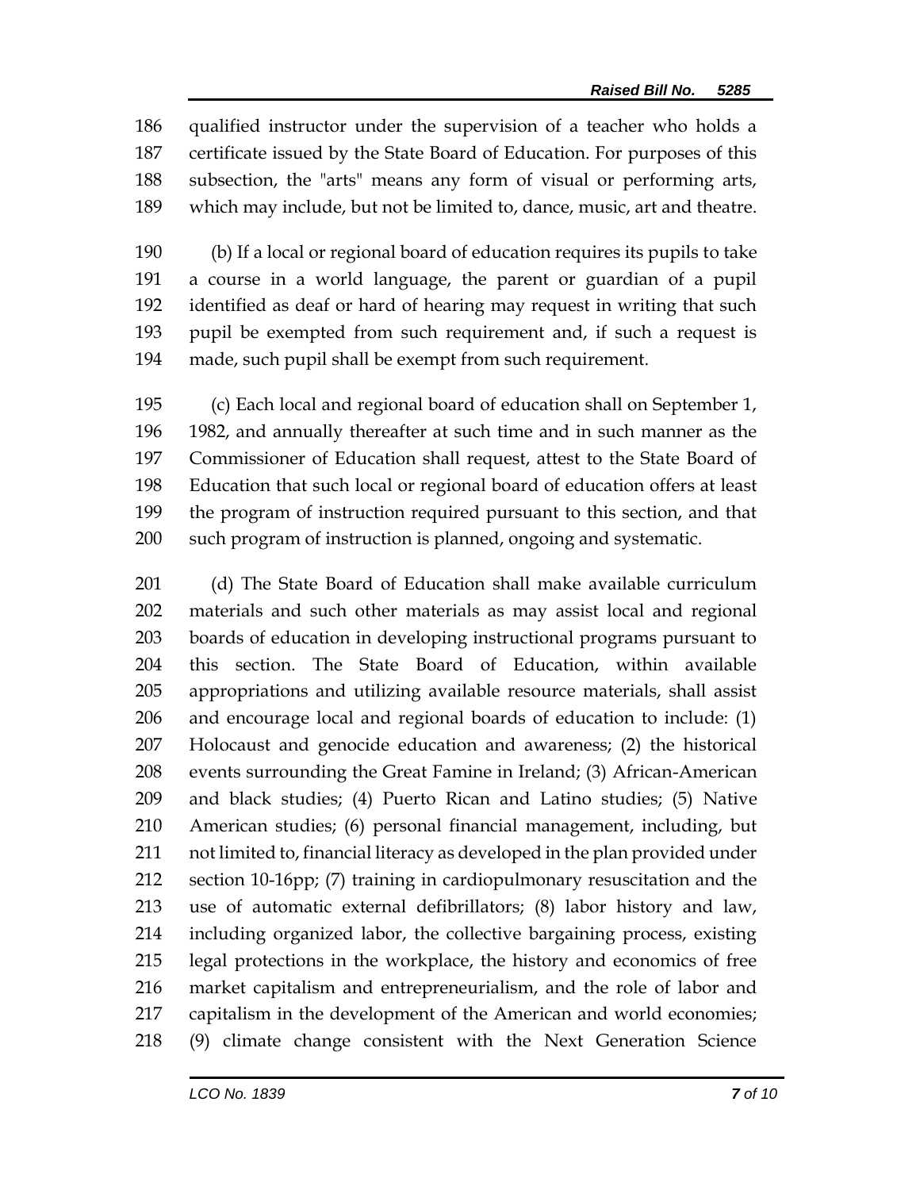qualified instructor under the supervision of a teacher who holds a certificate issued by the State Board of Education. For purposes of this subsection, the "arts" means any form of visual or performing arts, which may include, but not be limited to, dance, music, art and theatre.

(b) If a local or regional board of education requires its pupils to take a course in a world language, the parent or guardian of a pupil identified as deaf or hard of hearing may request in writing that such pupil be exempted from such requirement and, if such a request is made, such pupil shall be exempt from such requirement.

(c) Each local and regional board of education shall on September 1, 1982, and annually thereafter at such time and in such manner as the Commissioner of Education shall request, attest to the State Board of Education that such local or regional board of education offers at least the program of instruction required pursuant to this section, and that such program of instruction is planned, ongoing and systematic.

(d) The State Board of Education shall make available curriculum materials and such other materials as may assist local and regional boards of education in developing instructional programs pursuant to this section. The State Board of Education, within available appropriations and utilizing available resource materials, shall assist and encourage local and regional boards of education to include: (1) Holocaust and genocide education and awareness; (2) the historical events surrounding the Great Famine in Ireland; (3) African-American and black studies; (4) Puerto Rican and Latino studies; (5) Native American studies; (6) personal financial management, including, but not limited to, financial literacy as developed in the plan provided under section 10-16pp; (7) training in cardiopulmonary resuscitation and the use of automatic external defibrillators; (8) labor history and law, including organized labor, the collective bargaining process, existing legal protections in the workplace, the history and economics of free market capitalism and entrepreneurialism, and the role of labor and capitalism in the development of the American and world economies; (9) climate change consistent with the Next Generation Science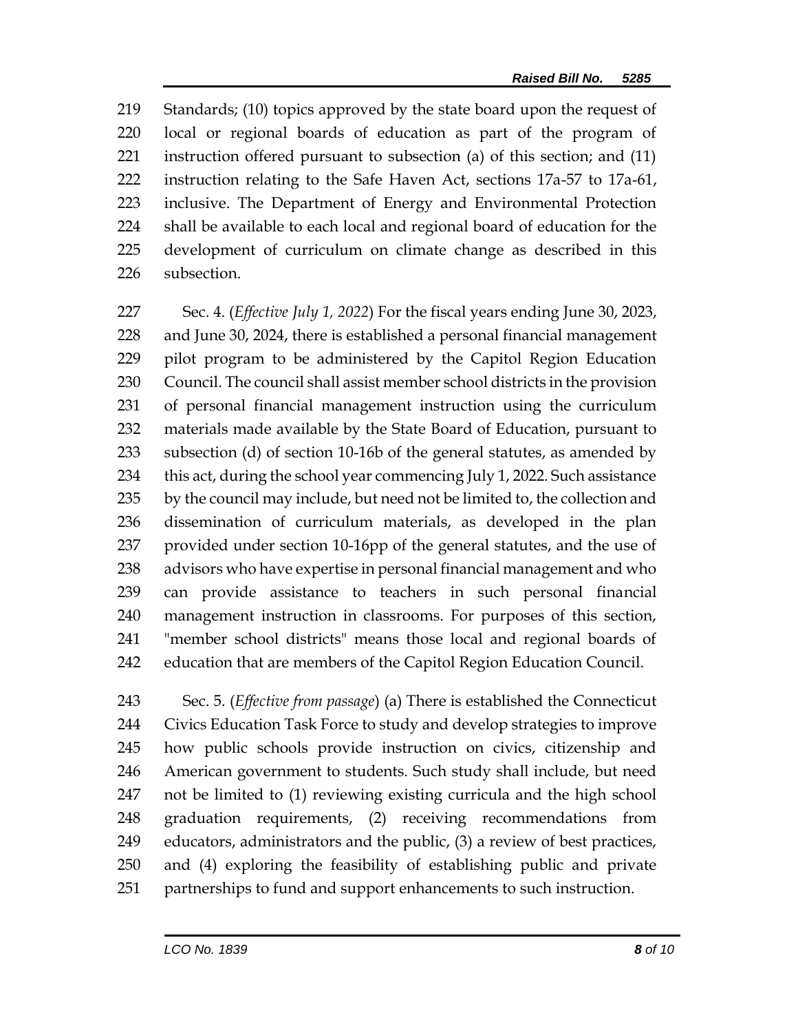Standards; (10) topics approved by the state board upon the request of local or regional boards of education as part of the program of instruction offered pursuant to subsection (a) of this section; and (11) instruction relating to the Safe Haven Act, sections 17a-57 to 17a-61, inclusive. The Department of Energy and Environmental Protection shall be available to each local and regional board of education for the development of curriculum on climate change as described in this subsection.

Sec. 4. (*Effective July 1, 2022*) For the fiscal years ending June 30, 2023, and June 30, 2024, there is established a personal financial management pilot program to be administered by the Capitol Region Education Council. The council shall assist member school districts in the provision of personal financial management instruction using the curriculum materials made available by the State Board of Education, pursuant to subsection (d) of section 10-16b of the general statutes, as amended by this act, during the school year commencing July 1, 2022. Such assistance by the council may include, but need not be limited to, the collection and dissemination of curriculum materials, as developed in the plan provided under section 10-16pp of the general statutes, and the use of advisors who have expertise in personal financial management and who can provide assistance to teachers in such personal financial management instruction in classrooms. For purposes of this section, "member school districts" means those local and regional boards of education that are members of the Capitol Region Education Council.

Sec. 5. (*Effective from passage*) (a) There is established the Connecticut Civics Education Task Force to study and develop strategies to improve how public schools provide instruction on civics, citizenship and American government to students. Such study shall include, but need not be limited to (1) reviewing existing curricula and the high school graduation requirements, (2) receiving recommendations from educators, administrators and the public, (3) a review of best practices, and (4) exploring the feasibility of establishing public and private partnerships to fund and support enhancements to such instruction.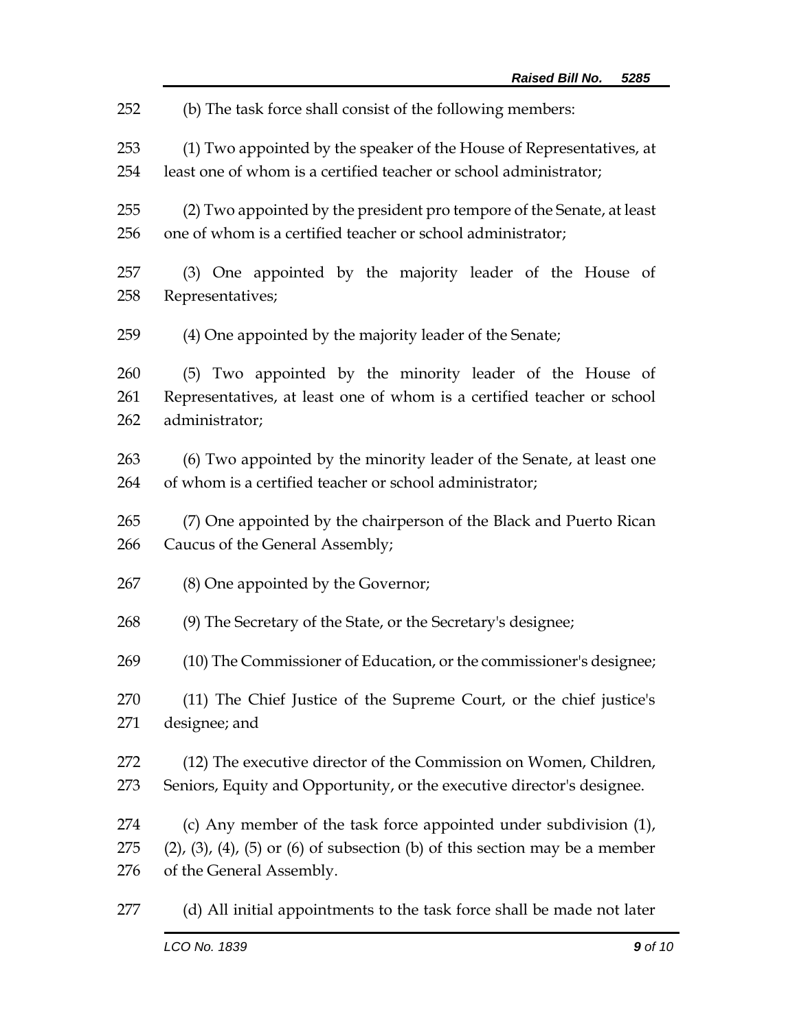(b) The task force shall consist of the following members:

(1) Two appointed by the speaker of the House of Representatives, at least one of whom is a certified teacher or school administrator;

(2) Two appointed by the president pro tempore of the Senate, at least one of whom is a certified teacher or school administrator;

(3) One appointed by the majority leader of the House of Representatives;

(4) One appointed by the majority leader of the Senate;

(5) Two appointed by the minority leader of the House of Representatives, at least one of whom is a certified teacher or school administrator;

(6) Two appointed by the minority leader of the Senate, at least one of whom is a certified teacher or school administrator;

(7) One appointed by the chairperson of the Black and Puerto Rican Caucus of the General Assembly;

(8) One appointed by the Governor;

(9) The Secretary of the State, or the Secretary's designee;

(10) The Commissioner of Education, or the commissioner's designee;

(11) The Chief Justice of the Supreme Court, or the chief justice's designee; and

(12) The executive director of the Commission on Women, Children, Seniors, Equity and Opportunity, or the executive director's designee.

(c) Any member of the task force appointed under subdivision (1), (2), (3), (4), (5) or (6) of subsection (b) of this section may be a member of the General Assembly.

(d) All initial appointments to the task force shall be made not later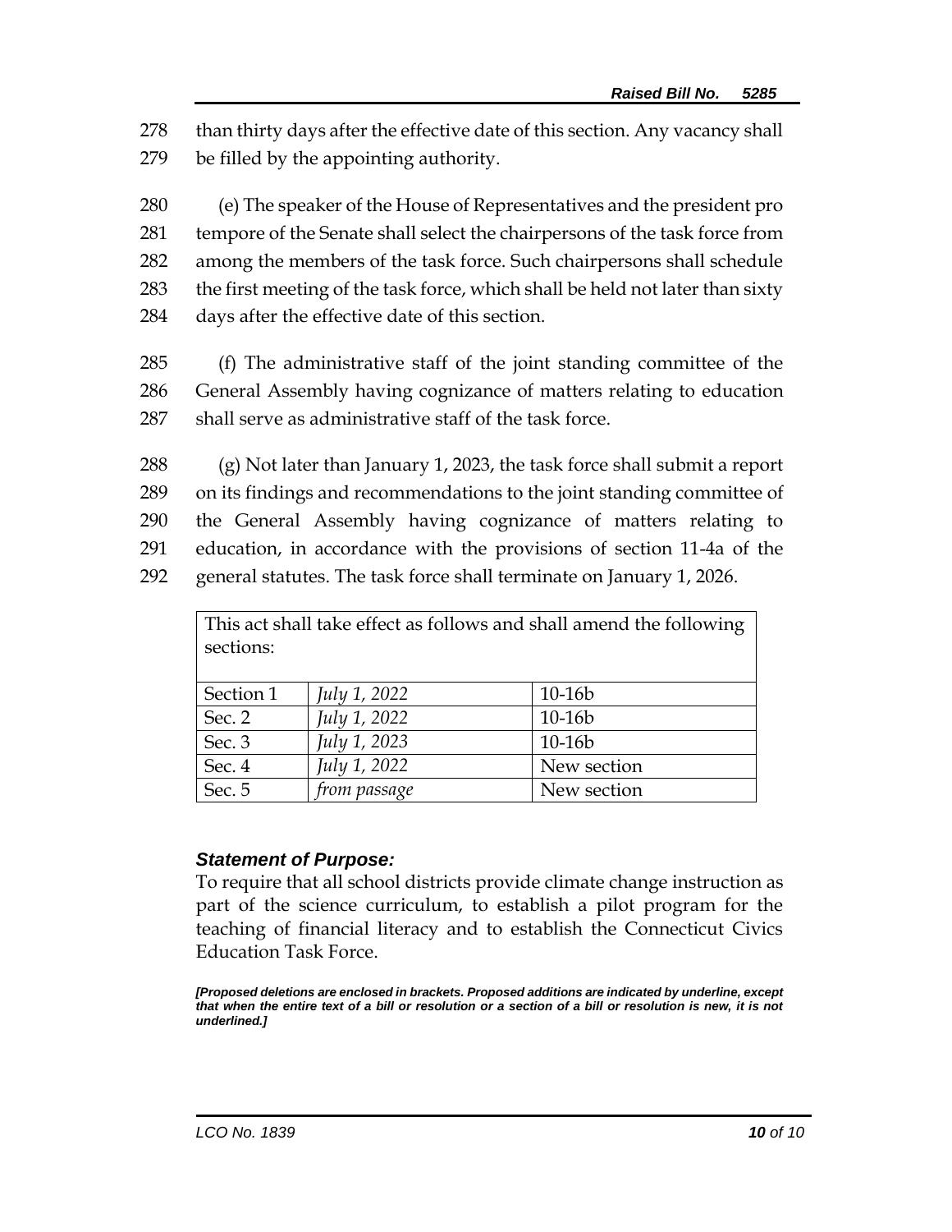278 than thirty days after the effective date of this section. Any vacancy shall
279 be filled by the appointing authority.

280 (e) The speaker of the House of Representatives and the president pro
281 tempore of the Senate shall select the chairpersons of the task force from
282 among the members of the task force. Such chairpersons shall schedule
283 the first meeting of the task force, which shall be held not later than sixty
284 days after the effective date of this section.

285 (f) The administrative staff of the joint standing committee of the
286 General Assembly having cognizance of matters relating to education
287 shall serve as administrative staff of the task force.

288 (g) Not later than January 1, 2023, the task force shall submit a report
289 on its findings and recommendations to the joint standing committee of
290 the General Assembly having cognizance of matters relating to
291 education, in accordance with the provisions of section 11-4a of the
292 general statutes. The task force shall terminate on January 1, 2026.

| This act shall take effect as follows and shall amend the following sections: | | |
|---|---|---|
| Section 1 | *July 1, 2022* | 10-16b |
| Sec. 2 | *July 1, 2022* | 10-16b |
| Sec. 3 | *July 1, 2023* | 10-16b |
| Sec. 4 | *July 1, 2022* | New section |
| Sec. 5 | *from passage* | New section |

### *Statement of Purpose:*

To require that all school districts provide climate change instruction as part of the science curriculum, to establish a pilot program for the teaching of financial literacy and to establish the Connecticut Civics Education Task Force.

***[Proposed deletions are enclosed in brackets. Proposed additions are indicated by underline, except that when the entire text of a bill or resolution or a section of a bill or resolution is new, it is not underlined.]***